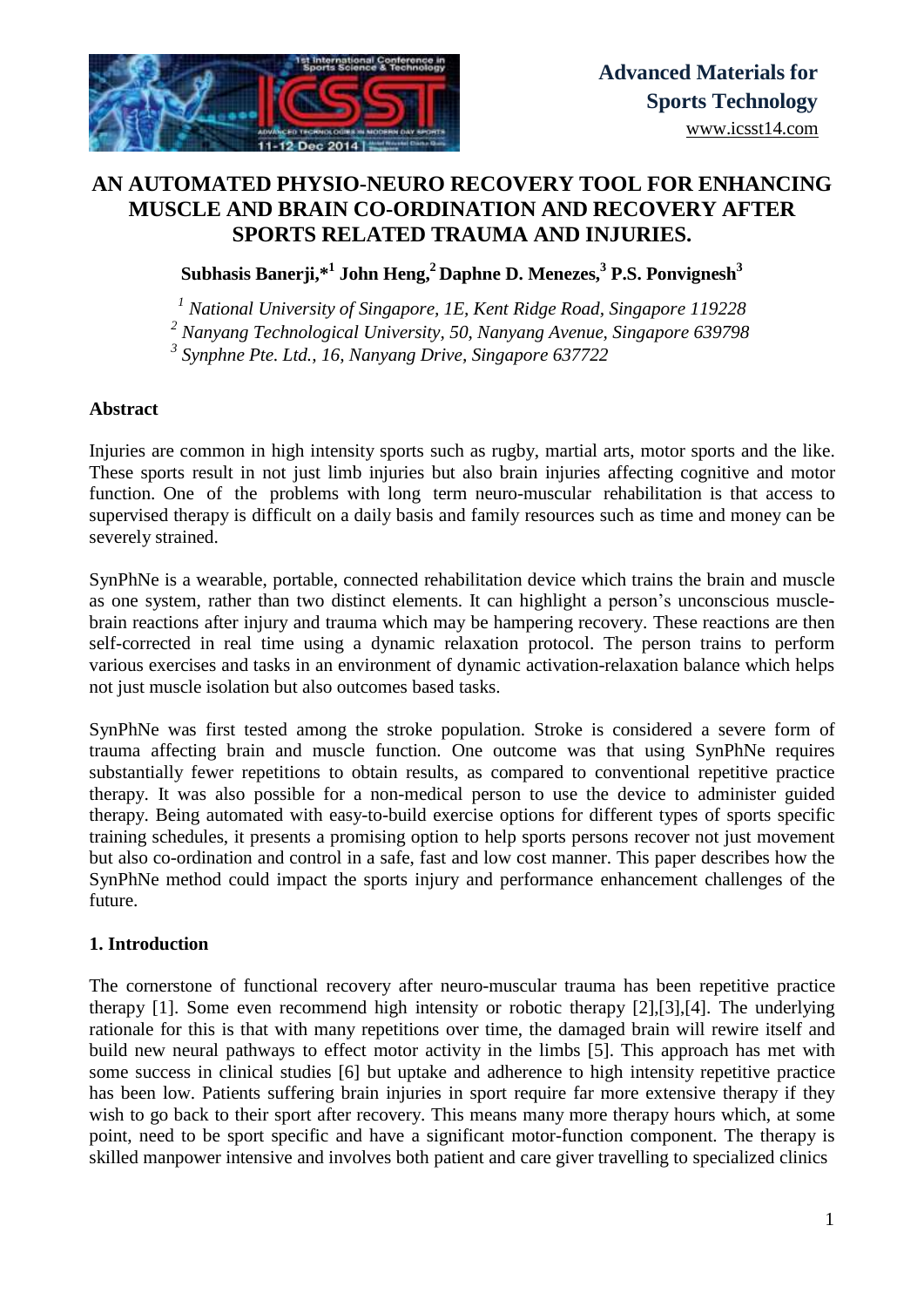**Advanced Materials for Sports Technology**
www.icsst14.com

# AN AUTOMATED PHYSIO-NEURO RECOVERY TOOL FOR ENHANCING MUSCLE AND BRAIN CO-ORDINATION AND RECOVERY AFTER SPORTS RELATED TRAUMA AND INJURIES.

**Subhasis Banerji,*[1] John Heng,[2] Daphne D. Menezes,[3] P.S. Ponvignesh[3]**

[1] *National University of Singapore, 1E, Kent Ridge Road, Singapore 119228*
[2] *Nanyang Technological University, 50, Nanyang Avenue, Singapore 639798*
[3] *Synphne Pte. Ltd., 16, Nanyang Drive, Singapore 637722*

## Abstract

Injuries are common in high intensity sports such as rugby, martial arts, motor sports and the like. These sports result in not just limb injuries but also brain injuries affecting cognitive and motor function. One of the problems with long term neuro-muscular rehabilitation is that access to supervised therapy is difficult on a daily basis and family resources such as time and money can be severely strained.

SynPhNe is a wearable, portable, connected rehabilitation device which trains the brain and muscle as one system, rather than two distinct elements. It can highlight a person's unconscious muscle-brain reactions after injury and trauma which may be hampering recovery. These reactions are then self-corrected in real time using a dynamic relaxation protocol. The person trains to perform various exercises and tasks in an environment of dynamic activation-relaxation balance which helps not just muscle isolation but also outcomes based tasks.

SynPhNe was first tested among the stroke population. Stroke is considered a severe form of trauma affecting brain and muscle function. One outcome was that using SynPhNe requires substantially fewer repetitions to obtain results, as compared to conventional repetitive practice therapy. It was also possible for a non-medical person to use the device to administer guided therapy. Being automated with easy-to-build exercise options for different types of sports specific training schedules, it presents a promising option to help sports persons recover not just movement but also co-ordination and control in a safe, fast and low cost manner. This paper describes how the SynPhNe method could impact the sports injury and performance enhancement challenges of the future.

## 1. Introduction

The cornerstone of functional recovery after neuro-muscular trauma has been repetitive practice therapy [1]. Some even recommend high intensity or robotic therapy [2],[3],[4]. The underlying rationale for this is that with many repetitions over time, the damaged brain will rewire itself and build new neural pathways to effect motor activity in the limbs [5]. This approach has met with some success in clinical studies [6] but uptake and adherence to high intensity repetitive practice has been low. Patients suffering brain injuries in sport require far more extensive therapy if they wish to go back to their sport after recovery. This means many more therapy hours which, at some point, need to be sport specific and have a significant motor-function component. The therapy is skilled manpower intensive and involves both patient and care giver travelling to specialized clinics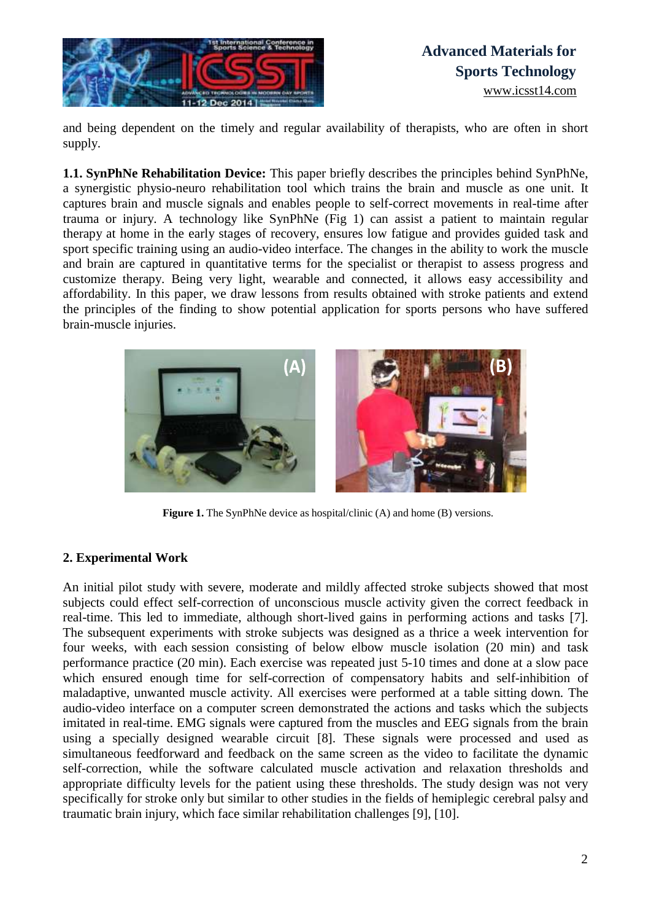and being dependent on the timely and regular availability of therapists, who are often in short supply.

**1.1. SynPhNe Rehabilitation Device:** This paper briefly describes the principles behind SynPhNe, a synergistic physio-neuro rehabilitation tool which trains the brain and muscle as one unit. It captures brain and muscle signals and enables people to self-correct movements in real-time after trauma or injury. A technology like SynPhNe (Fig 1) can assist a patient to maintain regular therapy at home in the early stages of recovery, ensures low fatigue and provides guided task and sport specific training using an audio-video interface. The changes in the ability to work the muscle and brain are captured in quantitative terms for the specialist or therapist to assess progress and customize therapy. Being very light, wearable and connected, it allows easy accessibility and affordability. In this paper, we draw lessons from results obtained with stroke patients and extend the principles of the finding to show potential application for sports persons who have suffered brain-muscle injuries.

**Figure 1.** The SynPhNe device as hospital/clinic (A) and home (B) versions.

## 2. Experimental Work

An initial pilot study with severe, moderate and mildly affected stroke subjects showed that most subjects could effect self-correction of unconscious muscle activity given the correct feedback in real-time. This led to immediate, although short-lived gains in performing actions and tasks [7]. The subsequent experiments with stroke subjects was designed as a thrice a week intervention for four weeks, with each session consisting of below elbow muscle isolation (20 min) and task performance practice (20 min). Each exercise was repeated just 5-10 times and done at a slow pace which ensured enough time for self-correction of compensatory habits and self-inhibition of maladaptive, unwanted muscle activity. All exercises were performed at a table sitting down. The audio-video interface on a computer screen demonstrated the actions and tasks which the subjects imitated in real-time. EMG signals were captured from the muscles and EEG signals from the brain using a specially designed wearable circuit [8]. These signals were processed and used as simultaneous feedforward and feedback on the same screen as the video to facilitate the dynamic self-correction, while the software calculated muscle activation and relaxation thresholds and appropriate difficulty levels for the patient using these thresholds. The study design was not very specifically for stroke only but similar to other studies in the fields of hemiplegic cerebral palsy and traumatic brain injury, which face similar rehabilitation challenges [9], [10].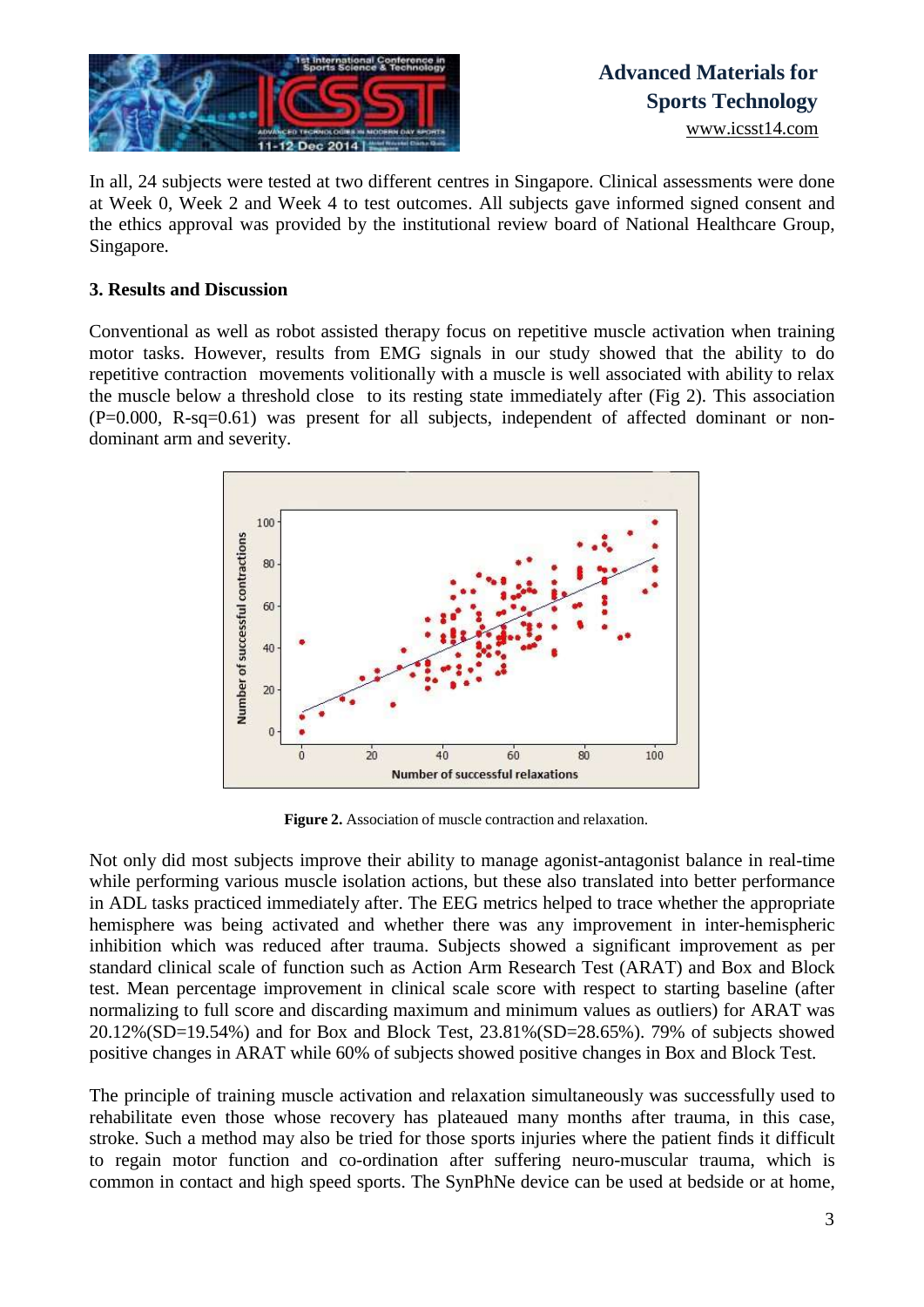In all, 24 subjects were tested at two different centres in Singapore. Clinical assessments were done at Week 0, Week 2 and Week 4 to test outcomes. All subjects gave informed signed consent and the ethics approval was provided by the institutional review board of National Healthcare Group, Singapore.

### 3. Results and Discussion

Conventional as well as robot assisted therapy focus on repetitive muscle activation when training motor tasks. However, results from EMG signals in our study showed that the ability to do repetitive contraction movements volitionally with a muscle is well associated with ability to relax the muscle below a threshold close to its resting state immediately after (Fig 2). This association (P=0.000, R-sq=0.61) was present for all subjects, independent of affected dominant or non-dominant arm and severity.

**Figure 2.** Association of muscle contraction and relaxation.

Not only did most subjects improve their ability to manage agonist-antagonist balance in real-time while performing various muscle isolation actions, but these also translated into better performance in ADL tasks practiced immediately after. The EEG metrics helped to trace whether the appropriate hemisphere was being activated and whether there was any improvement in inter-hemispheric inhibition which was reduced after trauma. Subjects showed a significant improvement as per standard clinical scale of function such as Action Arm Research Test (ARAT) and Box and Block test. Mean percentage improvement in clinical scale score with respect to starting baseline (after normalizing to full score and discarding maximum and minimum values as outliers) for ARAT was 20.12%(SD=19.54%) and for Box and Block Test, 23.81%(SD=28.65%). 79% of subjects showed positive changes in ARAT while 60% of subjects showed positive changes in Box and Block Test.

The principle of training muscle activation and relaxation simultaneously was successfully used to rehabilitate even those whose recovery has plateaued many months after trauma, in this case, stroke. Such a method may also be tried for those sports injuries where the patient finds it difficult to regain motor function and co-ordination after suffering neuro-muscular trauma, which is common in contact and high speed sports. The SynPhNe device can be used at bedside or at home,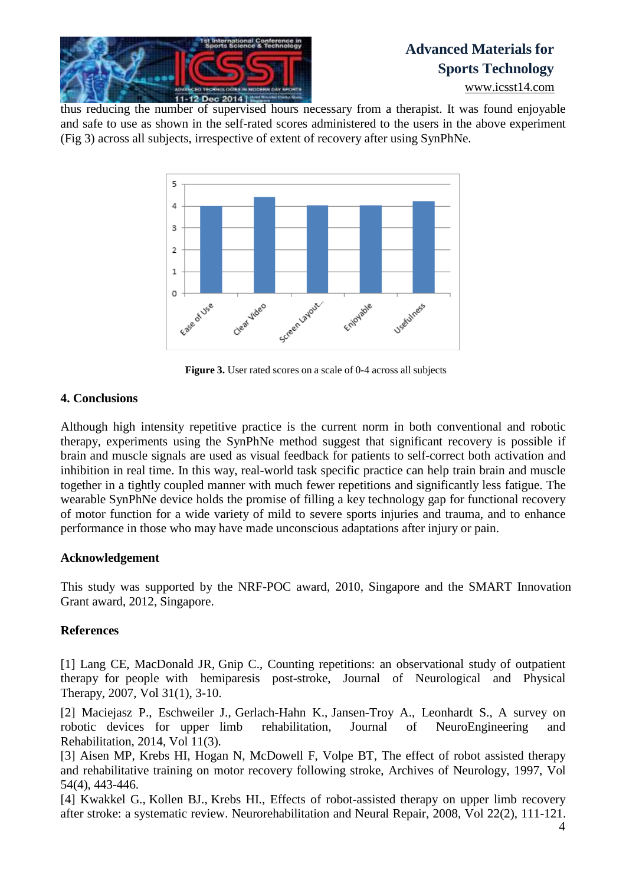thus reducing the number of supervised hours necessary from a therapist. It was found enjoyable and safe to use as shown in the self-rated scores administered to the users in the above experiment (Fig 3) across all subjects, irrespective of extent of recovery after using SynPhNe.

**Figure 3.** User rated scores on a scale of 0-4 across all subjects

## 4. Conclusions

Although high intensity repetitive practice is the current norm in both conventional and robotic therapy, experiments using the SynPhNe method suggest that significant recovery is possible if brain and muscle signals are used as visual feedback for patients to self-correct both activation and inhibition in real time. In this way, real-world task specific practice can help train brain and muscle together in a tightly coupled manner with much fewer repetitions and significantly less fatigue. The wearable SynPhNe device holds the promise of filling a key technology gap for functional recovery of motor function for a wide variety of mild to severe sports injuries and trauma, and to enhance performance in those who may have made unconscious adaptations after injury or pain.

## Acknowledgement

This study was supported by the NRF-POC award, 2010, Singapore and the SMART Innovation Grant award, 2012, Singapore.

## References

[1] Lang CE, MacDonald JR, Gnip C., Counting repetitions: an observational study of outpatient therapy for people with hemiparesis post-stroke, Journal of Neurological and Physical Therapy, 2007, Vol 31(1), 3-10.

[2] Maciejasz P., Eschweiler J., Gerlach-Hahn K., Jansen-Troy A., Leonhardt S., A survey on robotic devices for upper limb rehabilitation, Journal of NeuroEngineering and Rehabilitation, 2014, Vol 11(3).

[3] Aisen MP, Krebs HI, Hogan N, McDowell F, Volpe BT, The effect of robot assisted therapy and rehabilitative training on motor recovery following stroke, Archives of Neurology, 1997, Vol 54(4), 443-446.

[4] Kwakkel G., Kollen BJ., Krebs HI., Effects of robot-assisted therapy on upper limb recovery after stroke: a systematic review. Neurorehabilitation and Neural Repair, 2008, Vol 22(2), 111-121.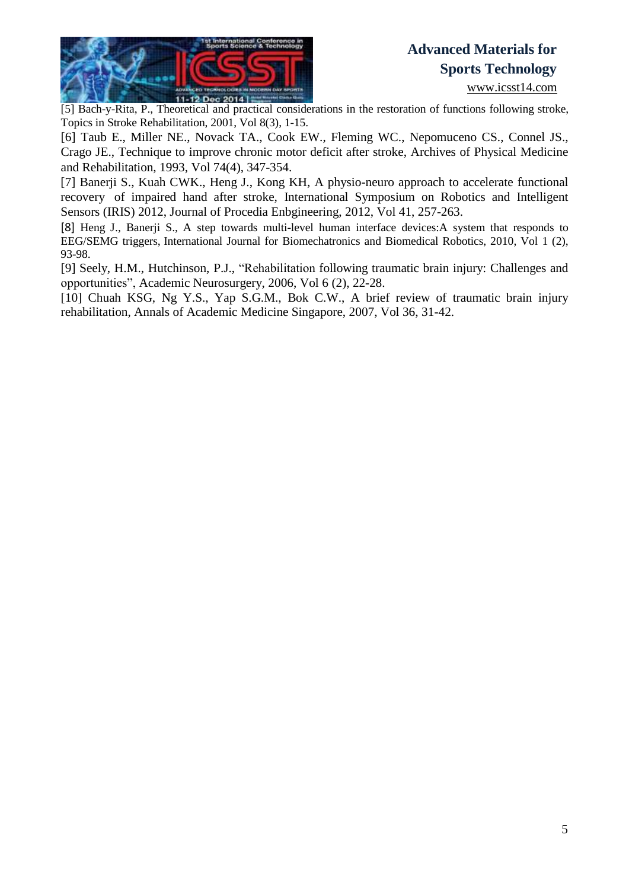[5] Bach-y-Rita, P., Theoretical and practical considerations in the restoration of functions following stroke, Topics in Stroke Rehabilitation, 2001, Vol 8(3), 1-15.

[6] Taub E., Miller NE., Novack TA., Cook EW., Fleming WC., Nepomuceno CS., Connel JS., Crago JE., Technique to improve chronic motor deficit after stroke, Archives of Physical Medicine and Rehabilitation, 1993, Vol 74(4), 347-354.

[7] Banerji S., Kuah CWK., Heng J., Kong KH, A physio-neuro approach to accelerate functional recovery of impaired hand after stroke, International Symposium on Robotics and Intelligent Sensors (IRIS) 2012, Journal of Procedia Enbgineering, 2012, Vol 41, 257-263.

[8] Heng J., Banerji S., A step towards multi-level human interface devices:A system that responds to EEG/SEMG triggers, International Journal for Biomechatronics and Biomedical Robotics, 2010, Vol 1 (2), 93-98.

[9] Seely, H.M., Hutchinson, P.J., "Rehabilitation following traumatic brain injury: Challenges and opportunities", Academic Neurosurgery, 2006, Vol 6 (2), 22-28.

[10] Chuah KSG, Ng Y.S., Yap S.G.M., Bok C.W., A brief review of traumatic brain injury rehabilitation, Annals of Academic Medicine Singapore, 2007, Vol 36, 31-42.